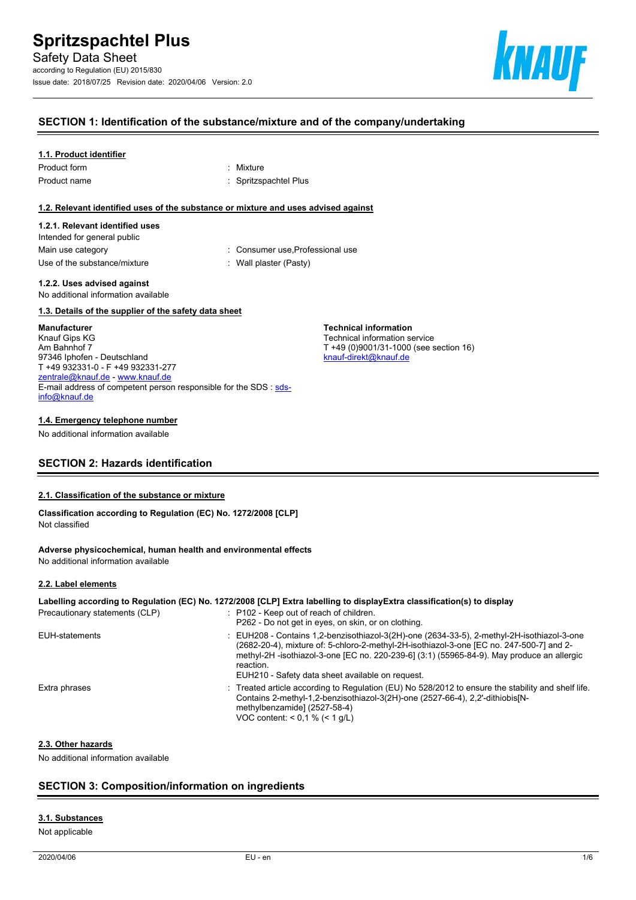# Spritzspachtel Plus

Safety Data Sheet

according to Regulation (EU) 2015/830

Issue date: 2018/07/25 Revision date: 2020/04/06 Version: 2.0

## SECTION 1: Identification of the substance/mixture and of the company/undertaking

### 1.1. Product identifier

| | |
|---|---|
| Product form | : Mixture |
| Product name | : Spritzspachtel Plus |

### 1.2. Relevant identified uses of the substance or mixture and uses advised against

#### 1.2.1. Relevant identified uses

Intended for general public

| | |
|---|---|
| Main use category | : Consumer use,Professional use |
| Use of the substance/mixture | : Wall plaster (Pasty) |

#### 1.2.2. Uses advised against

No additional information available

### 1.3. Details of the supplier of the safety data sheet

**Manufacturer**
Knauf Gips KG
Am Bahnhof 7
97346 Iphofen - Deutschland
T +49 932331-0 - F +49 932331-277
zentrale@knauf.de - www.knauf.de
E-mail address of competent person responsible for the SDS : sds-info@knauf.de

**Technical information**
Technical information service
T +49 (0)9001/31-1000 (see section 16)
knauf-direkt@knauf.de

### 1.4. Emergency telephone number

No additional information available

## SECTION 2: Hazards identification

### 2.1. Classification of the substance or mixture

**Classification according to Regulation (EC) No. 1272/2008 [CLP]**

Not classified

**Adverse physicochemical, human health and environmental effects**

No additional information available

### 2.2. Label elements

**Labelling according to Regulation (EC) No. 1272/2008 [CLP] Extra labelling to displayExtra classification(s) to display**

| | |
|---|---|
| Precautionary statements (CLP) | : P102 - Keep out of reach of children.<br>P262 - Do not get in eyes, on skin, or on clothing. |
| EUH-statements | : EUH208 - Contains 1,2-benzisothiazol-3(2H)-one (2634-33-5), 2-methyl-2H-isothiazol-3-one (2682-20-4), mixture of: 5-chloro-2-methyl-2H-isothiazol-3-one [EC no. 247-500-7] and 2-methyl-2H -isothiazol-3-one [EC no. 220-239-6] (3:1) (55965-84-9). May produce an allergic reaction.<br>EUH210 - Safety data sheet available on request. |
| Extra phrases | : Treated article according to Regulation (EU) No 528/2012 to ensure the stability and shelf life. Contains 2-methyl-1,2-benzisothiazol-3(2H)-one (2527-66-4), 2,2'-dithiobis[N-methylbenzamide] (2527-58-4)<br>VOC content: < 0,1 % (< 1 g/L) |

### 2.3. Other hazards

No additional information available

## SECTION 3: Composition/information on ingredients

### 3.1. Substances

Not applicable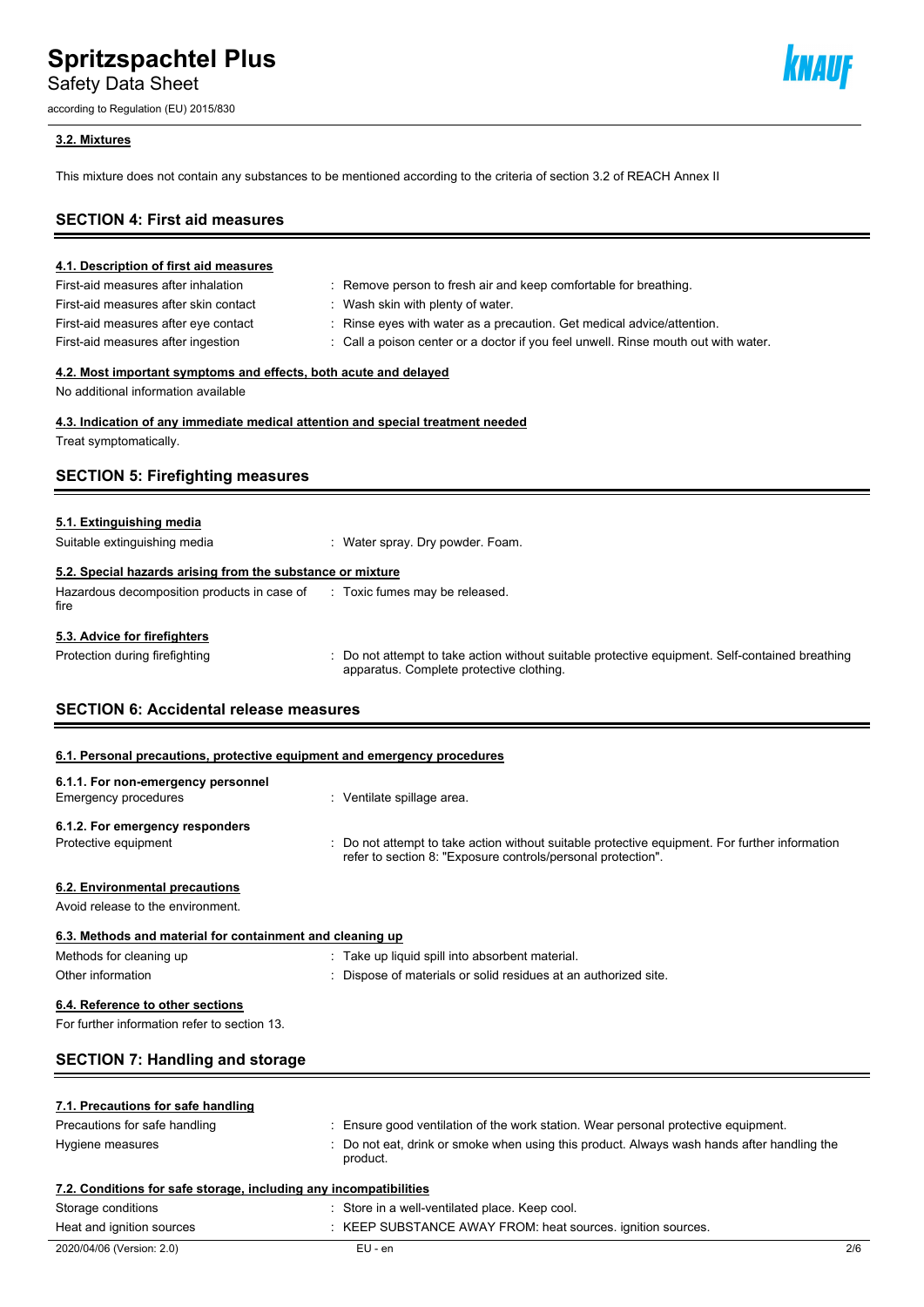#### 3.2. Mixtures

This mixture does not contain any substances to be mentioned according to the criteria of section 3.2 of REACH Annex II

## SECTION 4: First aid measures

#### 4.1. Description of first aid measures

| | |
|---|---|
| First-aid measures after inhalation | : Remove person to fresh air and keep comfortable for breathing. |
| First-aid measures after skin contact | : Wash skin with plenty of water. |
| First-aid measures after eye contact | : Rinse eyes with water as a precaution. Get medical advice/attention. |
| First-aid measures after ingestion | : Call a poison center or a doctor if you feel unwell. Rinse mouth out with water. |

#### 4.2. Most important symptoms and effects, both acute and delayed

No additional information available

#### 4.3. Indication of any immediate medical attention and special treatment needed

Treat symptomatically.

## SECTION 5: Firefighting measures

#### 5.1. Extinguishing media

| | |
|---|---|
| Suitable extinguishing media | : Water spray. Dry powder. Foam. |

#### 5.2. Special hazards arising from the substance or mixture

| | |
|---|---|
| Hazardous decomposition products in case of fire | : Toxic fumes may be released. |

#### 5.3. Advice for firefighters

| | |
|---|---|
| Protection during firefighting | : Do not attempt to take action without suitable protective equipment. Self-contained breathing apparatus. Complete protective clothing. |

## SECTION 6: Accidental release measures

#### 6.1. Personal precautions, protective equipment and emergency procedures

**6.1.1. For non-emergency personnel**

| | |
|---|---|
| Emergency procedures | : Ventilate spillage area. |

**6.1.2. For emergency responders**

| | |
|---|---|
| Protective equipment | : Do not attempt to take action without suitable protective equipment. For further information refer to section 8: "Exposure controls/personal protection". |

#### 6.2. Environmental precautions

Avoid release to the environment.

#### 6.3. Methods and material for containment and cleaning up

| | |
|---|---|
| Methods for cleaning up | : Take up liquid spill into absorbent material. |
| Other information | : Dispose of materials or solid residues at an authorized site. |

#### 6.4. Reference to other sections

For further information refer to section 13.

## SECTION 7: Handling and storage

#### 7.1. Precautions for safe handling

| | |
|---|---|
| Precautions for safe handling | : Ensure good ventilation of the work station. Wear personal protective equipment. |
| Hygiene measures | : Do not eat, drink or smoke when using this product. Always wash hands after handling the product. |

#### 7.2. Conditions for safe storage, including any incompatibilities

| | |
|---|---|
| Storage conditions | : Store in a well-ventilated place. Keep cool. |
| Heat and ignition sources | : KEEP SUBSTANCE AWAY FROM: heat sources. ignition sources. |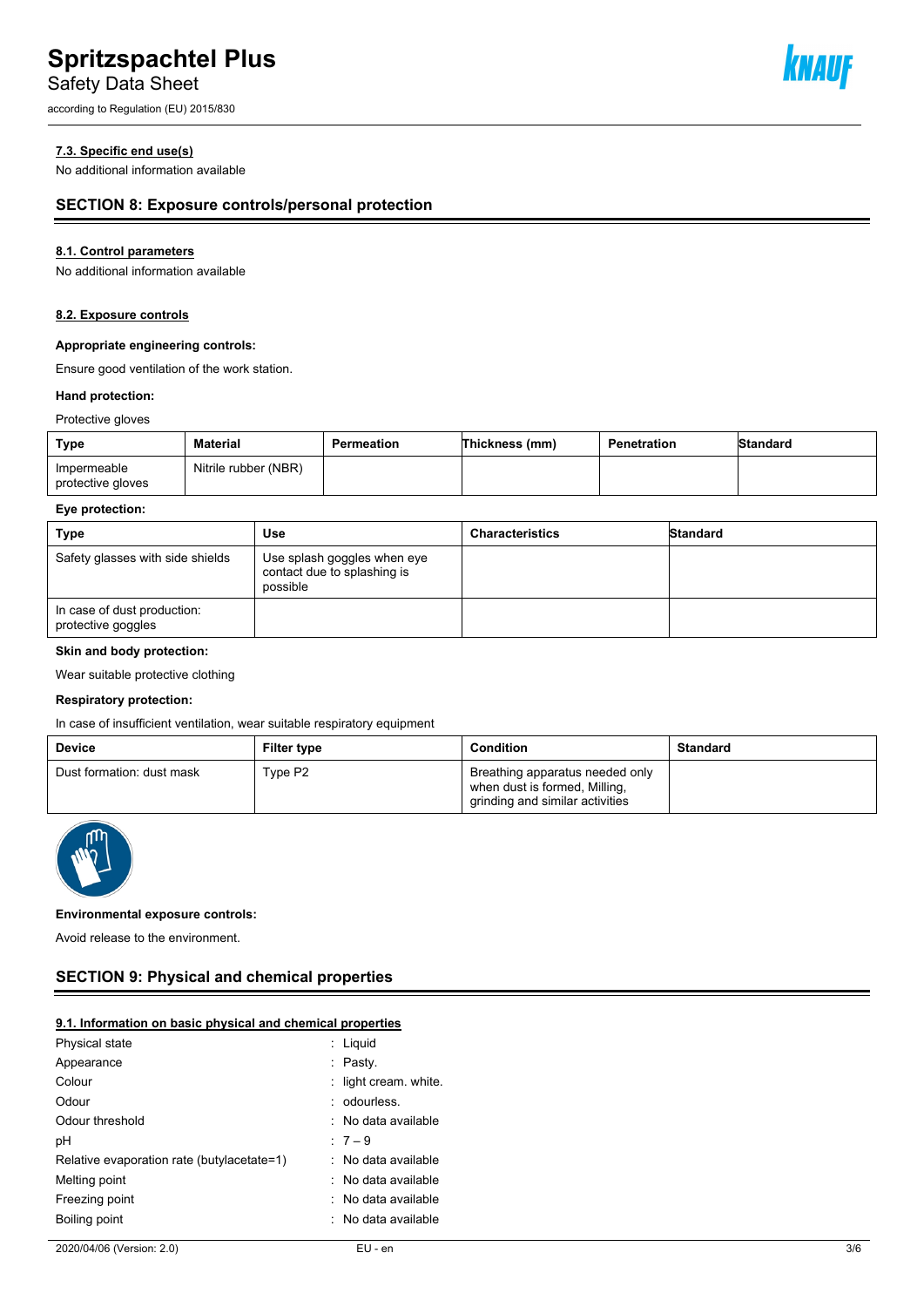#### 7.3. Specific end use(s)

No additional information available

## SECTION 8: Exposure controls/personal protection

#### 8.1. Control parameters

No additional information available

#### 8.2. Exposure controls

**Appropriate engineering controls:**

Ensure good ventilation of the work station.

**Hand protection:**

Protective gloves

| Type | Material | Permeation | Thickness (mm) | Penetration | Standard |
|---|---|---|---|---|---|
| Impermeable protective gloves | Nitrile rubber (NBR) | | | | |

**Eye protection:**

| Type | Use | Characteristics | Standard |
|---|---|---|---|
| Safety glasses with side shields | Use splash goggles when eye contact due to splashing is possible | | |
| In case of dust production: protective goggles | | | |

**Skin and body protection:**

Wear suitable protective clothing

**Respiratory protection:**

In case of insufficient ventilation, wear suitable respiratory equipment

| Device | Filter type | Condition | Standard |
|---|---|---|---|
| Dust formation: dust mask | Type P2 | Breathing apparatus needed only when dust is formed, Milling, grinding and similar activities | |

**Environmental exposure controls:**

Avoid release to the environment.

## SECTION 9: Physical and chemical properties

#### 9.1. Information on basic physical and chemical properties

| | |
|---|---|
| Physical state | : Liquid |
| Appearance | : Pasty. |
| Colour | : light cream. white. |
| Odour | : odourless. |
| Odour threshold | : No data available |
| pH | : 7 – 9 |
| Relative evaporation rate (butylacetate=1) | : No data available |
| Melting point | : No data available |
| Freezing point | : No data available |
| Boiling point | : No data available |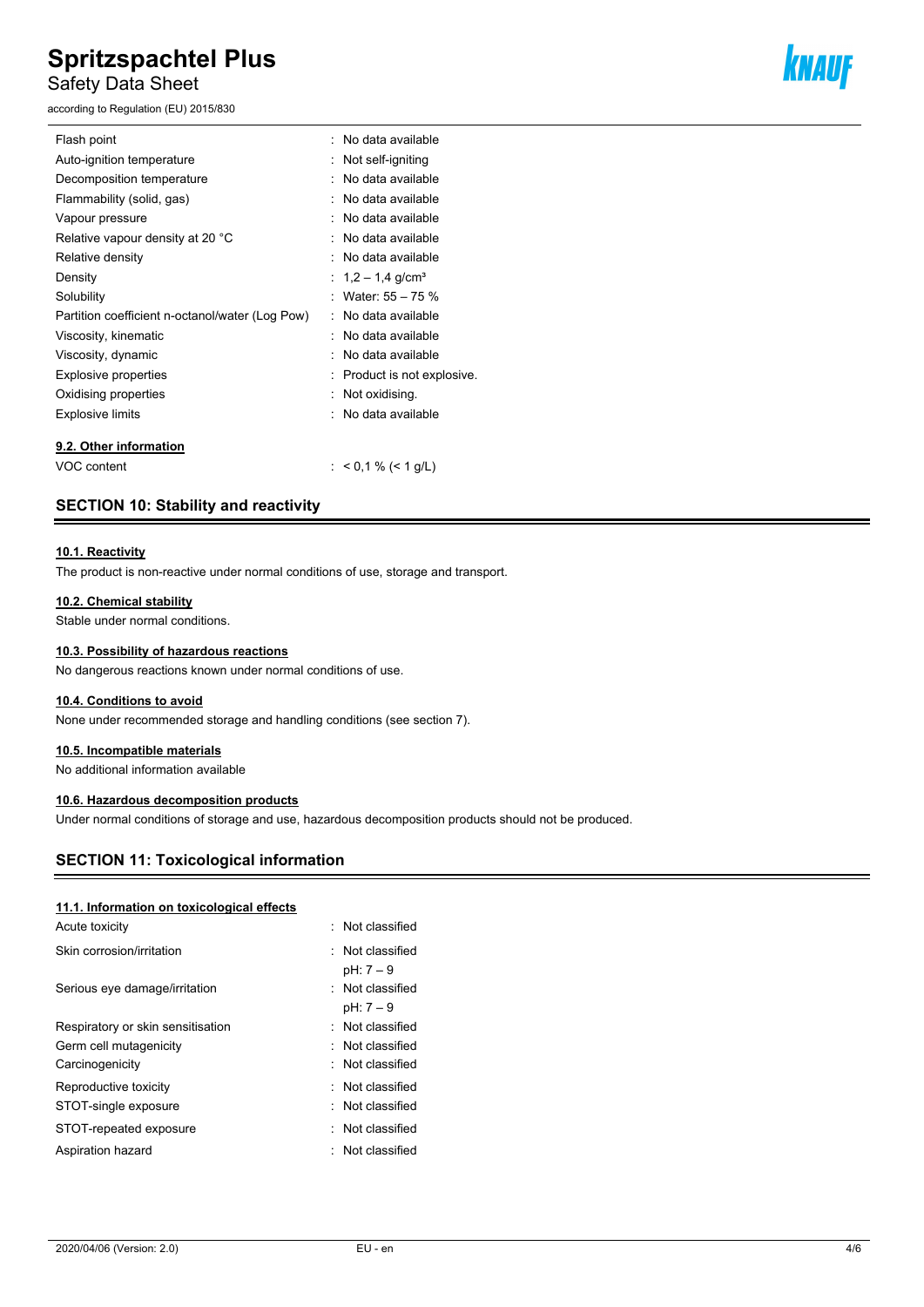| | |
|---|---|
| Flash point | : No data available |
| Auto-ignition temperature | : Not self-igniting |
| Decomposition temperature | : No data available |
| Flammability (solid, gas) | : No data available |
| Vapour pressure | : No data available |
| Relative vapour density at 20 °C | : No data available |
| Relative density | : No data available |
| Density | : 1,2 – 1,4 g/cm³ |
| Solubility | : Water: 55 – 75 % |
| Partition coefficient n-octanol/water (Log Pow) | : No data available |
| Viscosity, kinematic | : No data available |
| Viscosity, dynamic | : No data available |
| Explosive properties | : Product is not explosive. |
| Oxidising properties | : Not oxidising. |
| Explosive limits | : No data available |

### 9.2. Other information

| | |
|---|---|
| VOC content | : < 0,1 % (< 1 g/L) |

## SECTION 10: Stability and reactivity

### 10.1. Reactivity

The product is non-reactive under normal conditions of use, storage and transport.

### 10.2. Chemical stability

Stable under normal conditions.

### 10.3. Possibility of hazardous reactions

No dangerous reactions known under normal conditions of use.

### 10.4. Conditions to avoid

None under recommended storage and handling conditions (see section 7).

### 10.5. Incompatible materials

No additional information available

### 10.6. Hazardous decomposition products

Under normal conditions of storage and use, hazardous decomposition products should not be produced.

## SECTION 11: Toxicological information

### 11.1. Information on toxicological effects

| | |
|---|---|
| Acute toxicity | : Not classified |
| Skin corrosion/irritation | : Not classified<br>pH: 7 – 9 |
| Serious eye damage/irritation | : Not classified<br>pH: 7 – 9 |
| Respiratory or skin sensitisation | : Not classified |
| Germ cell mutagenicity | : Not classified |
| Carcinogenicity | : Not classified |
| Reproductive toxicity | : Not classified |
| STOT-single exposure | : Not classified |
| STOT-repeated exposure | : Not classified |
| Aspiration hazard | : Not classified |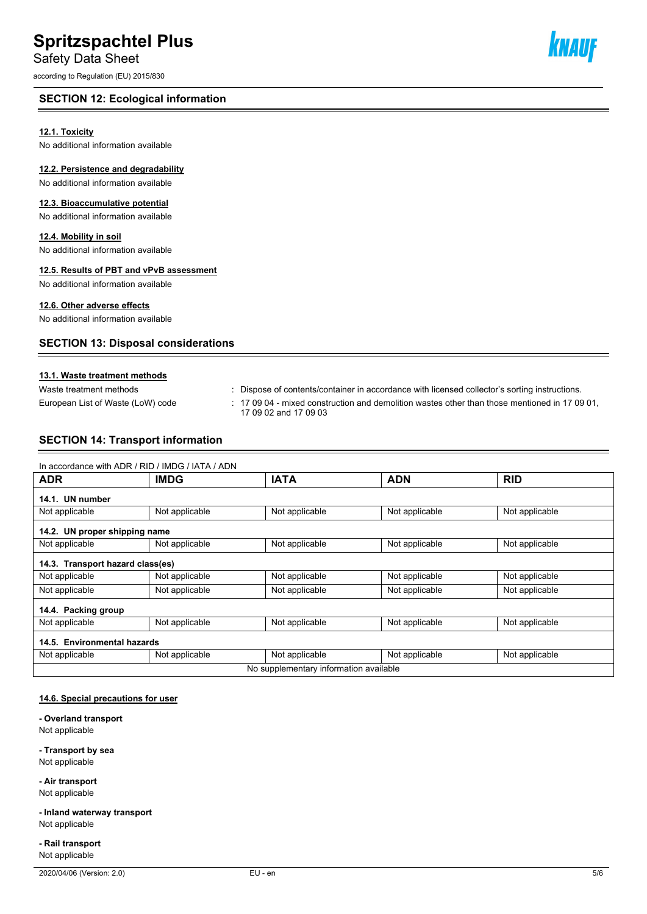## SECTION 12: Ecological information

### 12.1. Toxicity

No additional information available

### 12.2. Persistence and degradability

No additional information available

### 12.3. Bioaccumulative potential

No additional information available

### 12.4. Mobility in soil

No additional information available

### 12.5. Results of PBT and vPvB assessment

No additional information available

### 12.6. Other adverse effects

No additional information available

## SECTION 13: Disposal considerations

### 13.1. Waste treatment methods

| | |
|---|---|
| Waste treatment methods | : Dispose of contents/container in accordance with licensed collector's sorting instructions. |
| European List of Waste (LoW) code | : 17 09 04 - mixed construction and demolition wastes other than those mentioned in 17 09 01, 17 09 02 and 17 09 03 |

## SECTION 14: Transport information

In accordance with ADR / RID / IMDG / IATA / ADN

| ADR | IMDG | IATA | ADN | RID |
|---|---|---|---|---|
| **14.1. UN number** | | | | |
| Not applicable | Not applicable | Not applicable | Not applicable | Not applicable |
| **14.2. UN proper shipping name** | | | | |
| Not applicable | Not applicable | Not applicable | Not applicable | Not applicable |
| **14.3. Transport hazard class(es)** | | | | |
| Not applicable | Not applicable | Not applicable | Not applicable | Not applicable |
| Not applicable | Not applicable | Not applicable | Not applicable | Not applicable |
| **14.4. Packing group** | | | | |
| Not applicable | Not applicable | Not applicable | Not applicable | Not applicable |
| **14.5. Environmental hazards** | | | | |
| Not applicable | Not applicable | Not applicable | Not applicable | Not applicable |
| No supplementary information available | | | | |

### 14.6. Special precautions for user

**- Overland transport**

Not applicable

**- Transport by sea**

Not applicable

**- Air transport**

Not applicable

**- Inland waterway transport**

Not applicable

**- Rail transport**

Not applicable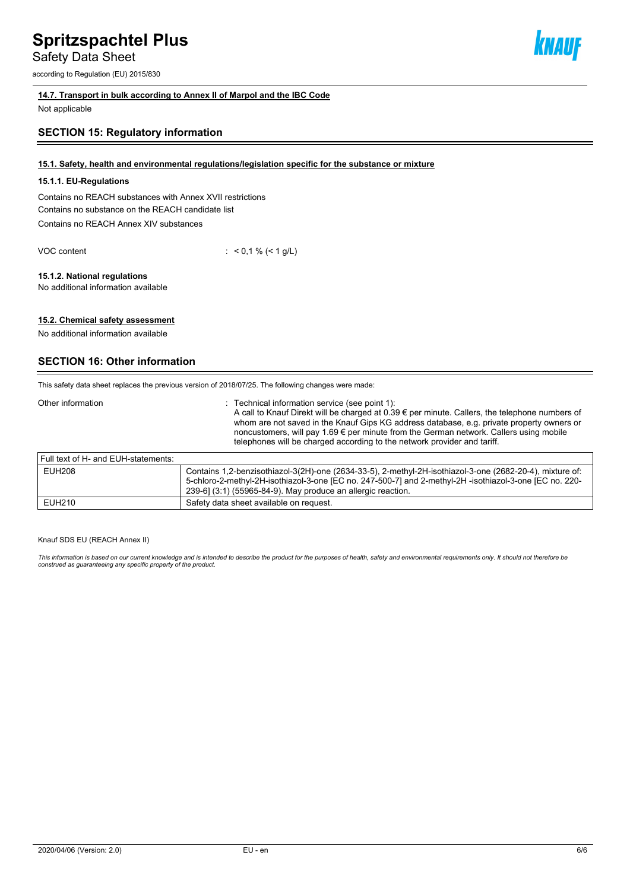#### 14.7. Transport in bulk according to Annex II of Marpol and the IBC Code

Not applicable

## SECTION 15: Regulatory information

#### 15.1. Safety, health and environmental regulations/legislation specific for the substance or mixture

**15.1.1. EU-Regulations**

Contains no REACH substances with Annex XVII restrictions

Contains no substance on the REACH candidate list

Contains no REACH Annex XIV substances

VOC content : < 0,1 % (< 1 g/L)

**15.1.2. National regulations**

No additional information available

#### 15.2. Chemical safety assessment

No additional information available

## SECTION 16: Other information

This safety data sheet replaces the previous version of 2018/07/25. The following changes were made:

Other information : Technical information service (see point 1):
A call to Knauf Direkt will be charged at 0.39 € per minute. Callers, the telephone numbers of whom are not saved in the Knauf Gips KG address database, e.g. private property owners or noncustomers, will pay 1.69 € per minute from the German network. Callers using mobile telephones will be charged according to the network provider and tariff.

| Full text of H- and EUH-statements: | |
| --- | --- |
| EUH208 | Contains 1,2-benzisothiazol-3(2H)-one (2634-33-5), 2-methyl-2H-isothiazol-3-one (2682-20-4), mixture of: 5-chloro-2-methyl-2H-isothiazol-3-one [EC no. 247-500-7] and 2-methyl-2H -isothiazol-3-one [EC no. 220-239-6] (3:1) (55965-84-9). May produce an allergic reaction. |
| EUH210 | Safety data sheet available on request. |

Knauf SDS EU (REACH Annex II)

*This information is based on our current knowledge and is intended to describe the product for the purposes of health, safety and environmental requirements only. It should not therefore be construed as guaranteeing any specific property of the product.*